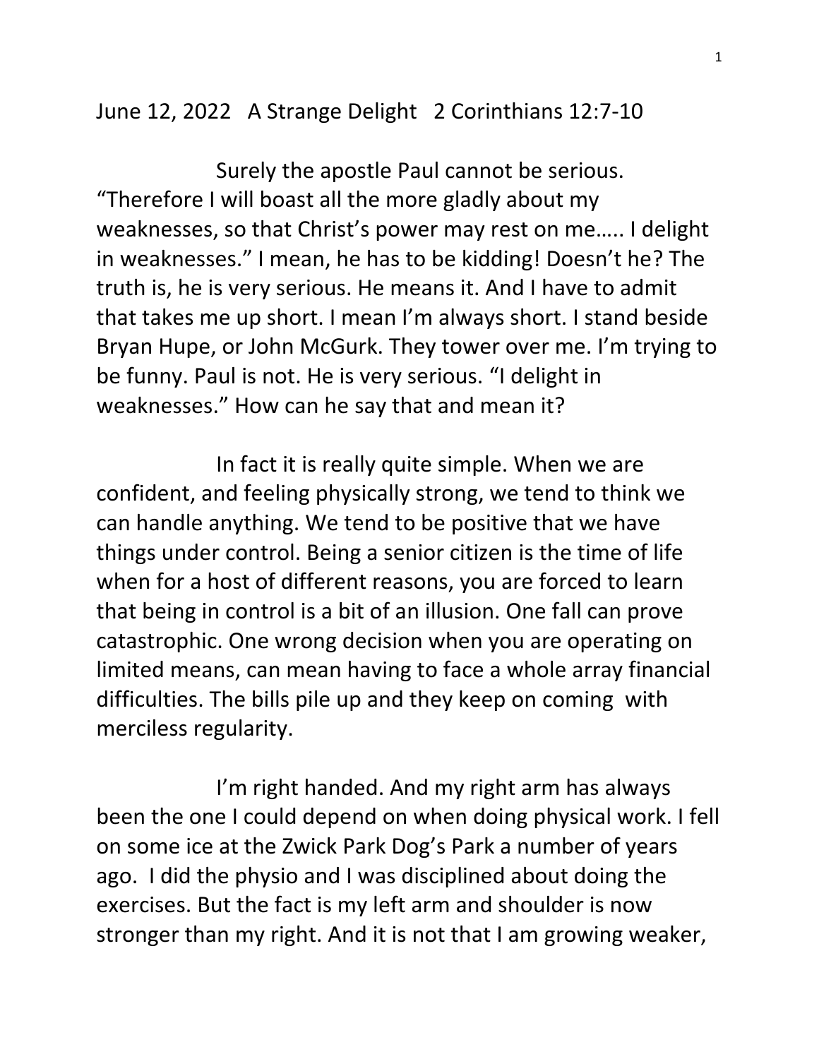June 12, 2022 A Strange Delight 2 Corinthians 12:7-10

Surely the apostle Paul cannot be serious. "Therefore I will boast all the more gladly about my weaknesses, so that Christ's power may rest on me….. I delight in weaknesses." I mean, he has to be kidding! Doesn't he? The truth is, he is very serious. He means it. And I have to admit that takes me up short. I mean I'm always short. I stand beside Bryan Hupe, or John McGurk. They tower over me. I'm trying to be funny. Paul is not. He is very serious. "I delight in weaknesses." How can he say that and mean it?

In fact it is really quite simple. When we are confident, and feeling physically strong, we tend to think we can handle anything. We tend to be positive that we have things under control. Being a senior citizen is the time of life when for a host of different reasons, you are forced to learn that being in control is a bit of an illusion. One fall can prove catastrophic. One wrong decision when you are operating on limited means, can mean having to face a whole array financial difficulties. The bills pile up and they keep on coming with merciless regularity.

I'm right handed. And my right arm has always been the one I could depend on when doing physical work. I fell on some ice at the Zwick Park Dog's Park a number of years ago. I did the physio and I was disciplined about doing the exercises. But the fact is my left arm and shoulder is now stronger than my right. And it is not that I am growing weaker,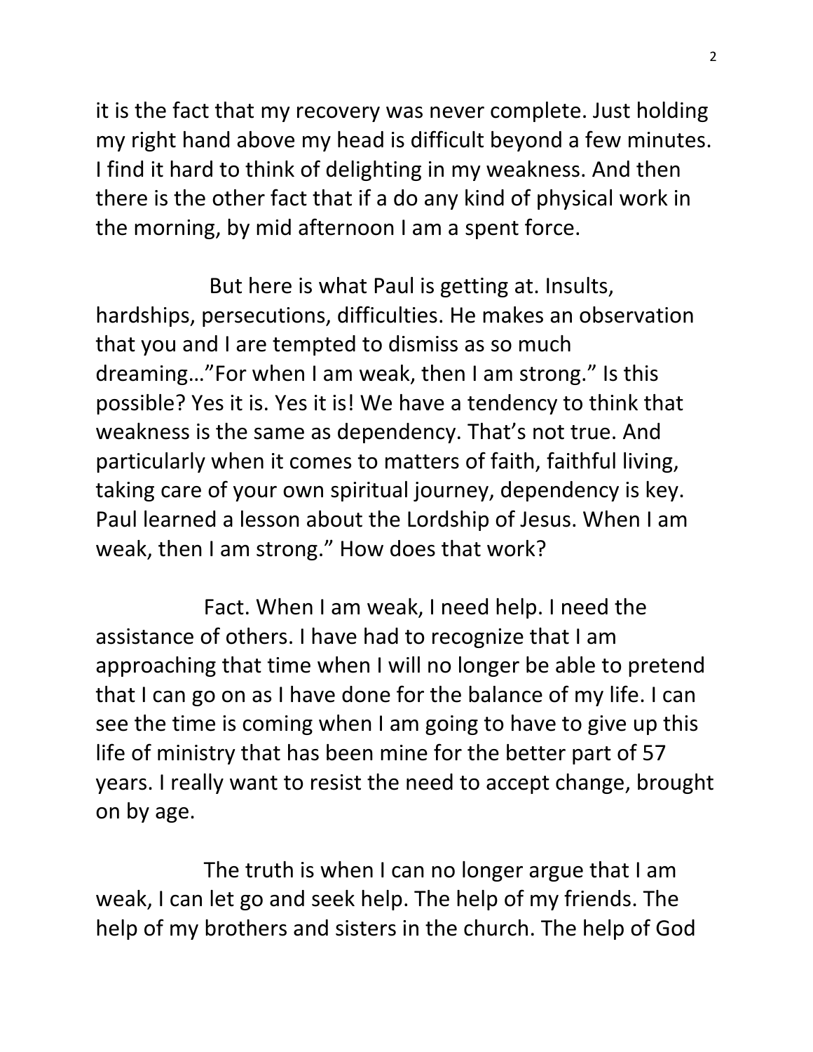it is the fact that my recovery was never complete. Just holding my right hand above my head is difficult beyond a few minutes. I find it hard to think of delighting in my weakness. And then there is the other fact that if a do any kind of physical work in the morning, by mid afternoon I am a spent force.

But here is what Paul is getting at. Insults, hardships, persecutions, difficulties. He makes an observation that you and I are tempted to dismiss as so much dreaming…"For when I am weak, then I am strong." Is this possible? Yes it is. Yes it is! We have a tendency to think that weakness is the same as dependency. That's not true. And particularly when it comes to matters of faith, faithful living, taking care of your own spiritual journey, dependency is key. Paul learned a lesson about the Lordship of Jesus. When I am weak, then I am strong." How does that work?

Fact. When I am weak, I need help. I need the assistance of others. I have had to recognize that I am approaching that time when I will no longer be able to pretend that I can go on as I have done for the balance of my life. I can see the time is coming when I am going to have to give up this life of ministry that has been mine for the better part of 57 years. I really want to resist the need to accept change, brought on by age.

The truth is when I can no longer argue that I am weak, I can let go and seek help. The help of my friends. The help of my brothers and sisters in the church. The help of God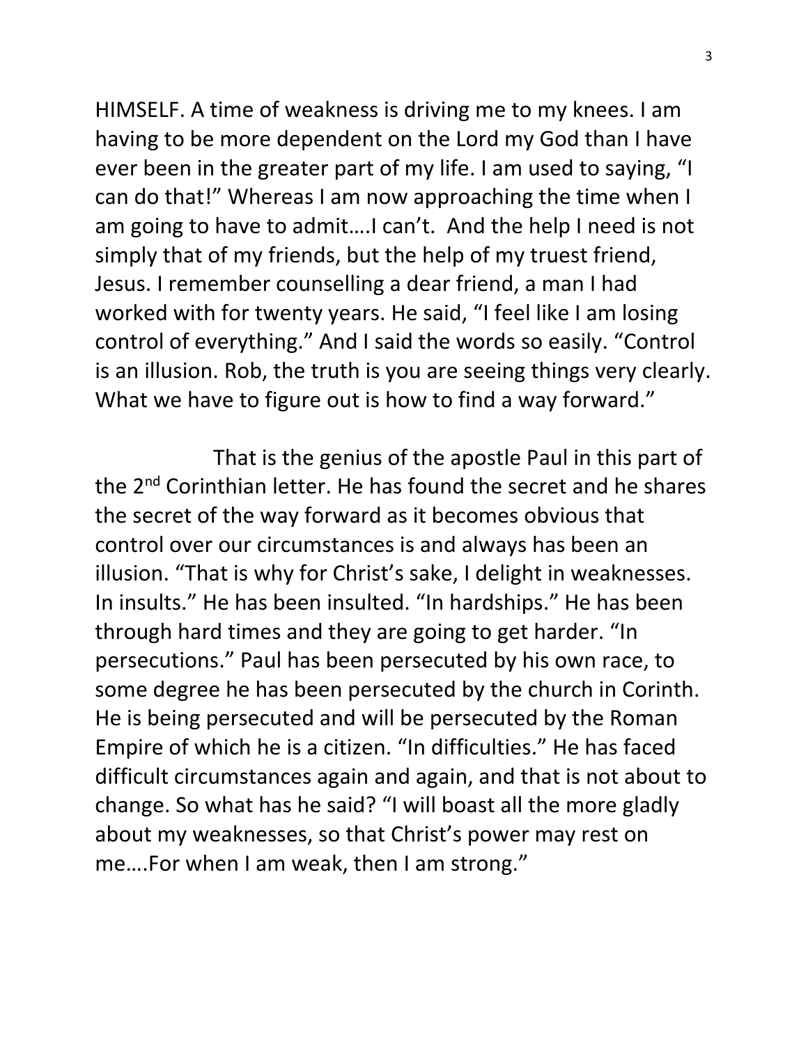HIMSELF. A time of weakness is driving me to my knees. I am having to be more dependent on the Lord my God than I have ever been in the greater part of my life. I am used to saying, "I can do that!" Whereas I am now approaching the time when I am going to have to admit….I can't. And the help I need is not simply that of my friends, but the help of my truest friend, Jesus. I remember counselling a dear friend, a man I had worked with for twenty years. He said, "I feel like I am losing control of everything." And I said the words so easily. "Control is an illusion. Rob, the truth is you are seeing things very clearly. What we have to figure out is how to find a way forward."

That is the genius of the apostle Paul in this part of the 2nd Corinthian letter. He has found the secret and he shares the secret of the way forward as it becomes obvious that control over our circumstances is and always has been an illusion. "That is why for Christ's sake, I delight in weaknesses. In insults." He has been insulted. "In hardships." He has been through hard times and they are going to get harder. "In persecutions." Paul has been persecuted by his own race, to some degree he has been persecuted by the church in Corinth. He is being persecuted and will be persecuted by the Roman Empire of which he is a citizen. "In difficulties." He has faced difficult circumstances again and again, and that is not about to change. So what has he said? "I will boast all the more gladly about my weaknesses, so that Christ's power may rest on me….For when I am weak, then I am strong."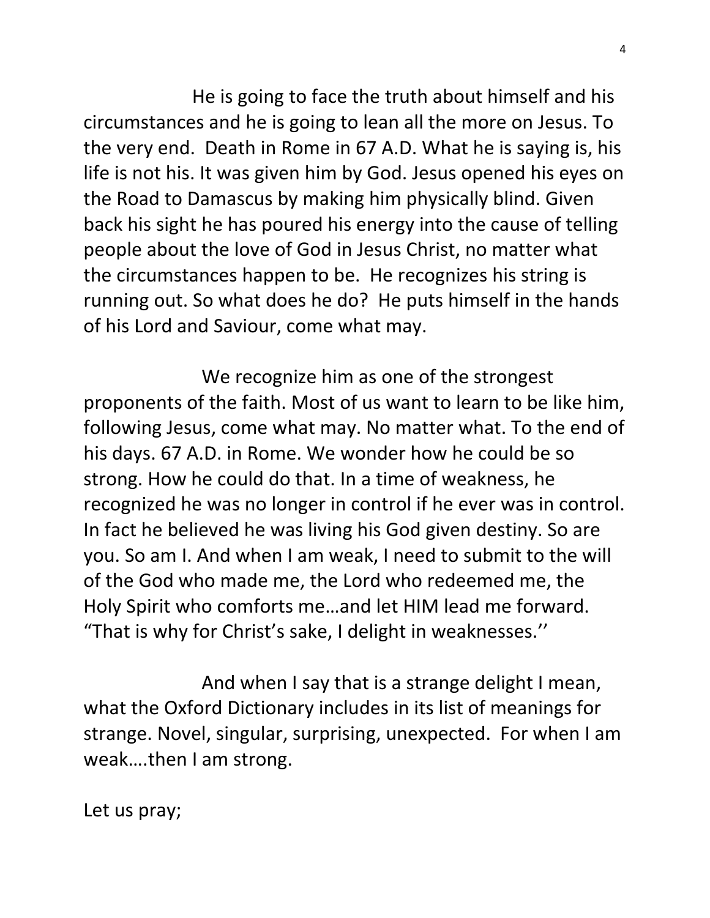He is going to face the truth about himself and his circumstances and he is going to lean all the more on Jesus. To the very end. Death in Rome in 67 A.D. What he is saying is, his life is not his. It was given him by God. Jesus opened his eyes on the Road to Damascus by making him physically blind. Given back his sight he has poured his energy into the cause of telling people about the love of God in Jesus Christ, no matter what the circumstances happen to be. He recognizes his string is running out. So what does he do? He puts himself in the hands of his Lord and Saviour, come what may.

We recognize him as one of the strongest proponents of the faith. Most of us want to learn to be like him, following Jesus, come what may. No matter what. To the end of his days. 67 A.D. in Rome. We wonder how he could be so strong. How he could do that. In a time of weakness, he recognized he was no longer in control if he ever was in control. In fact he believed he was living his God given destiny. So are you. So am I. And when I am weak, I need to submit to the will of the God who made me, the Lord who redeemed me, the Holy Spirit who comforts me…and let HIM lead me forward. "That is why for Christ's sake, I delight in weaknesses.''

And when I say that is a strange delight I mean, what the Oxford Dictionary includes in its list of meanings for strange. Novel, singular, surprising, unexpected. For when I am weak….then I am strong.

Let us pray;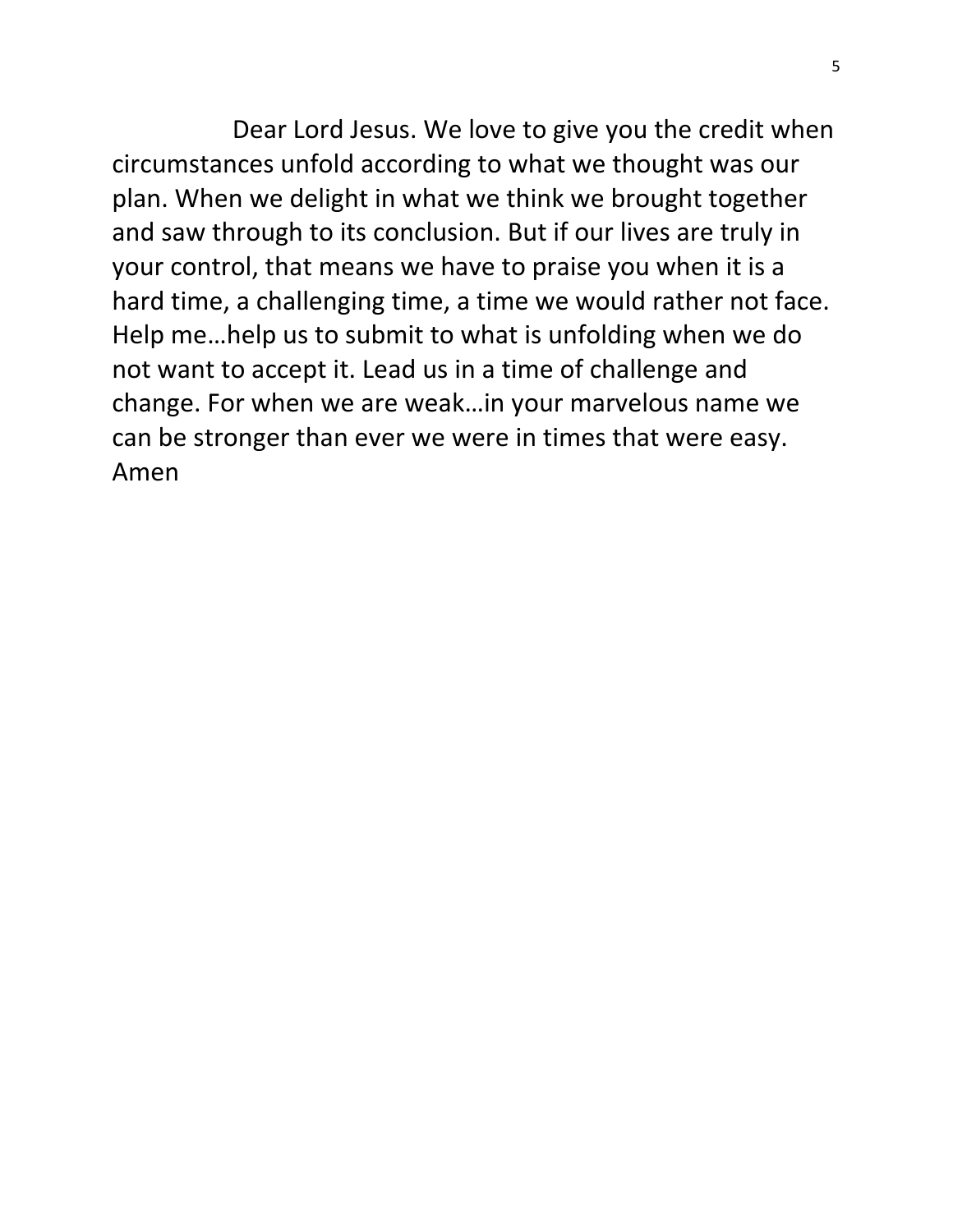Dear Lord Jesus. We love to give you the credit when circumstances unfold according to what we thought was our plan. When we delight in what we think we brought together and saw through to its conclusion. But if our lives are truly in your control, that means we have to praise you when it is a hard time, a challenging time, a time we would rather not face. Help me…help us to submit to what is unfolding when we do not want to accept it. Lead us in a time of challenge and change. For when we are weak…in your marvelous name we can be stronger than ever we were in times that were easy. Amen